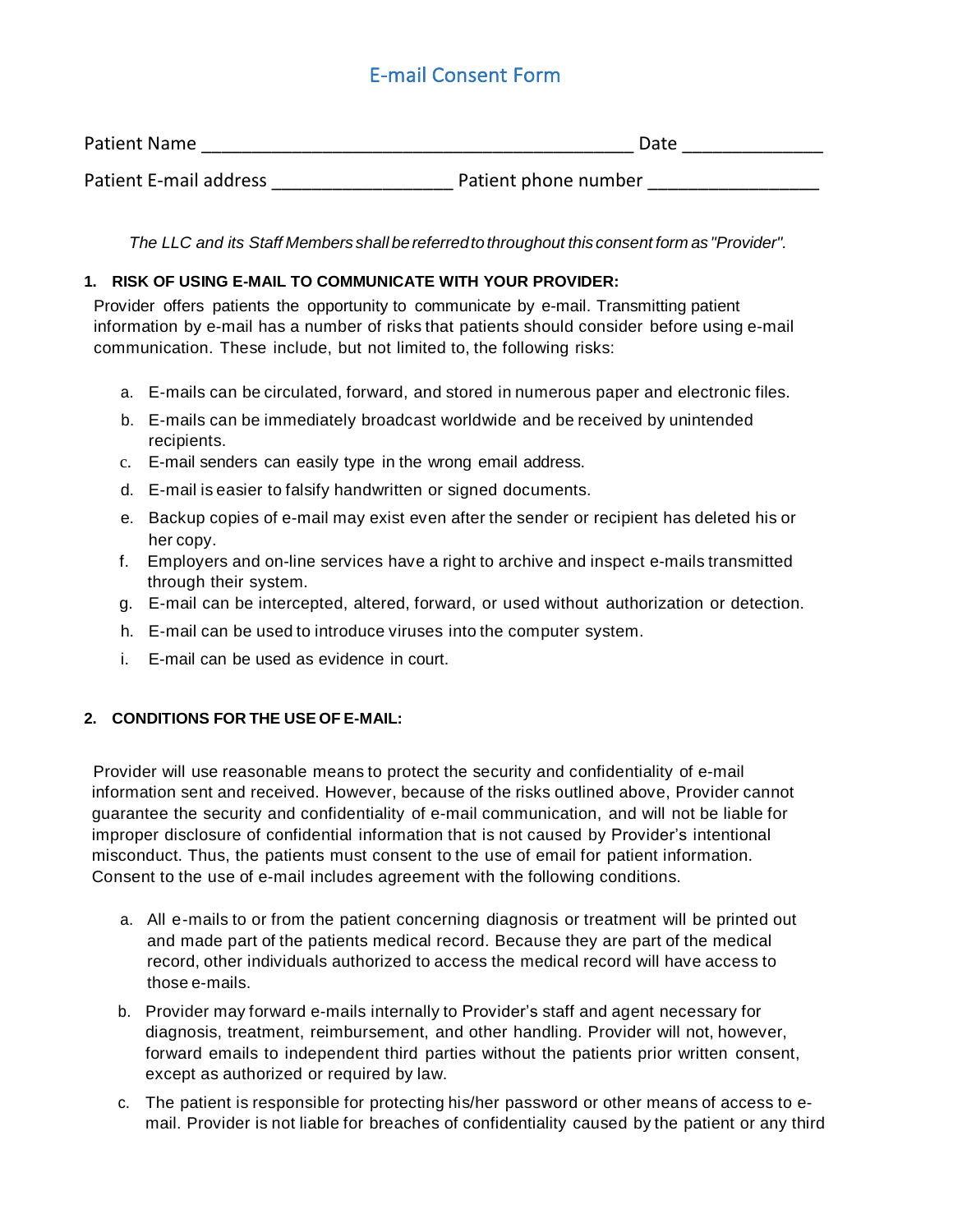# E-mail Consent Form

Patient Name ____________________________________________ Date ______________

Patient E-mail address __________________ Patient phone number _________________

*The LLC and its Staff Members shall be referred to throughout this consent form as "Provider".*

**1. RISK OF USING E-MAIL TO COMMUNICATE WITH YOUR PROVIDER:**

Provider offers patients the opportunity to communicate by e-mail. Transmitting patient information by e-mail has a number of risks that patients should consider before using e-mail communication. These include, but not limited to, the following risks:

a. E-mails can be circulated, forward, and stored in numerous paper and electronic files.
b. E-mails can be immediately broadcast worldwide and be received by unintended recipients.
c. E-mail senders can easily type in the wrong email address.
d. E-mail is easier to falsify handwritten or signed documents.
e. Backup copies of e-mail may exist even after the sender or recipient has deleted his or her copy.
f. Employers and on-line services have a right to archive and inspect e-mails transmitted through their system.
g. E-mail can be intercepted, altered, forward, or used without authorization or detection.
h. E-mail can be used to introduce viruses into the computer system.
i. E-mail can be used as evidence in court.

**2. CONDITIONS FOR THE USE OF E-MAIL:**

Provider will use reasonable means to protect the security and confidentiality of e-mail information sent and received. However, because of the risks outlined above, Provider cannot guarantee the security and confidentiality of e-mail communication, and will not be liable for improper disclosure of confidential information that is not caused by Provider's intentional misconduct. Thus, the patients must consent to the use of email for patient information. Consent to the use of e-mail includes agreement with the following conditions.

a. All e-mails to or from the patient concerning diagnosis or treatment will be printed out and made part of the patients medical record. Because they are part of the medical record, other individuals authorized to access the medical record will have access to those e-mails.
b. Provider may forward e-mails internally to Provider's staff and agent necessary for diagnosis, treatment, reimbursement, and other handling. Provider will not, however, forward emails to independent third parties without the patients prior written consent, except as authorized or required by law.
c. The patient is responsible for protecting his/her password or other means of access to e-mail. Provider is not liable for breaches of confidentiality caused by the patient or any third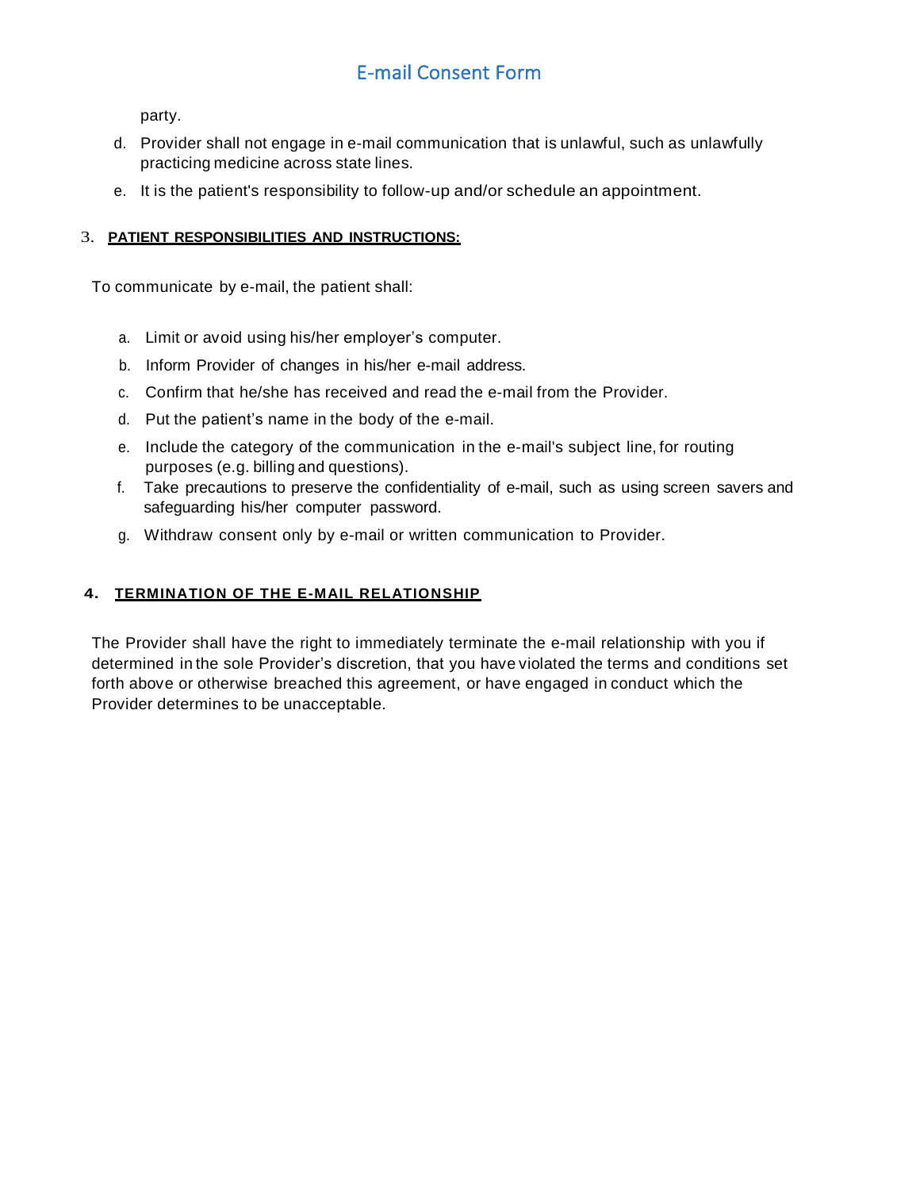party.

d. Provider shall not engage in e-mail communication that is unlawful, such as unlawfully practicing medicine across state lines.

e. It is the patient's responsibility to follow-up and/or schedule an appointment.

### 3. **PATIENT RESPONSIBILITIES AND INSTRUCTIONS:**

To communicate by e-mail, the patient shall:

a. Limit or avoid using his/her employer's computer.

b. Inform Provider of changes in his/her e-mail address.

c. Confirm that he/she has received and read the e-mail from the Provider.

d. Put the patient's name in the body of the e-mail.

e. Include the category of the communication in the e-mail's subject line, for routing purposes (e.g. billing and questions).

f. Take precautions to preserve the confidentiality of e-mail, such as using screen savers and safeguarding his/her computer password.

g. Withdraw consent only by e-mail or written communication to Provider.

### 4. **TERMINATION OF THE E-MAIL RELATIONSHIP**

The Provider shall have the right to immediately terminate the e-mail relationship with you if determined in the sole Provider's discretion, that you have violated the terms and conditions set forth above or otherwise breached this agreement, or have engaged in conduct which the Provider determines to be unacceptable.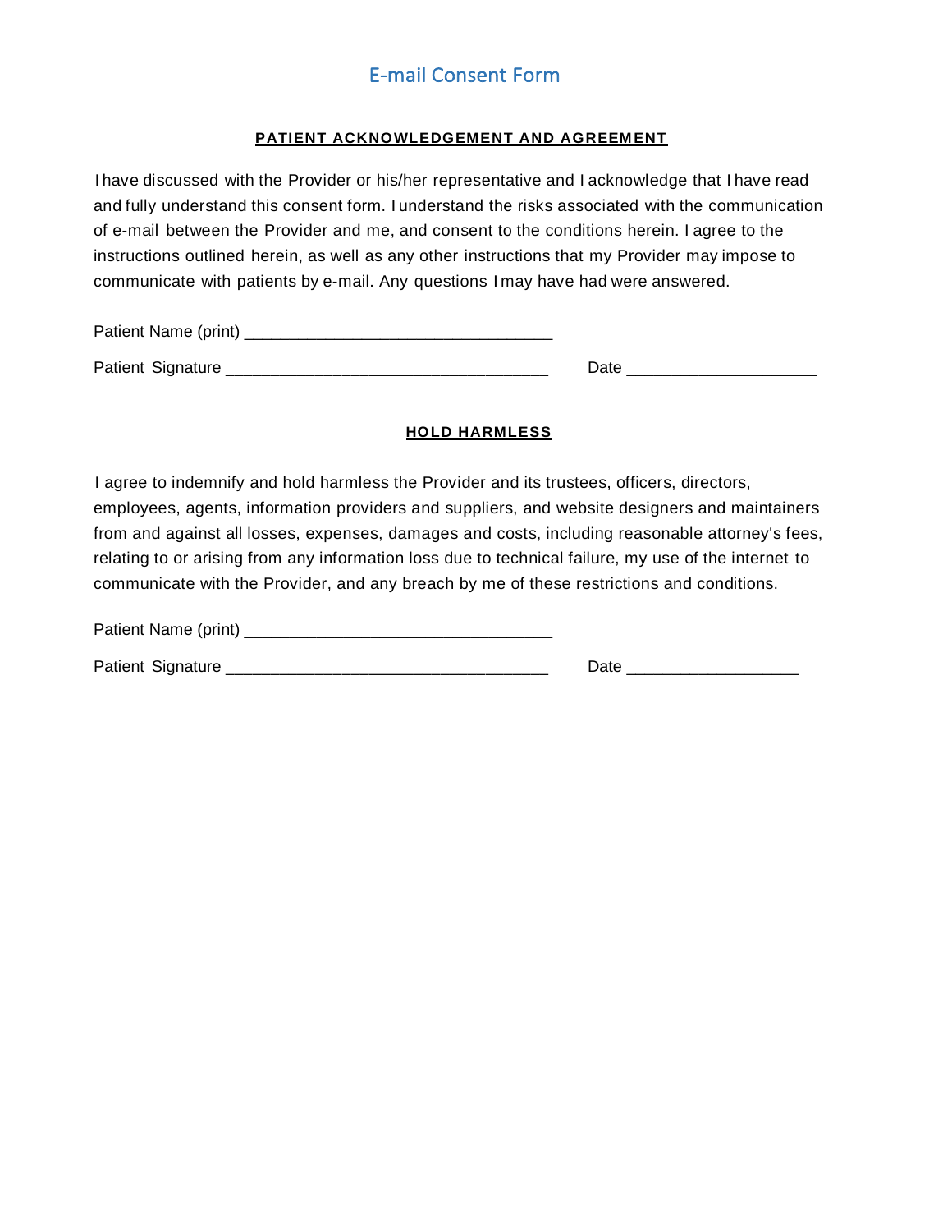# E-mail Consent Form

**PATIENT ACKNOWLEDGEMENT AND AGREEMENT**

I have discussed with the Provider or his/her representative and I acknowledge that I have read and fully understand this consent form. I understand the risks associated with the communication of e-mail between the Provider and me, and consent to the conditions herein. I agree to the instructions outlined herein, as well as any other instructions that my Provider may impose to communicate with patients by e-mail. Any questions I may have had were answered.

Patient Name (print) _________________________________

Patient Signature ___________________________________ Date ____________________

**HOLD HARMLESS**

I agree to indemnify and hold harmless the Provider and its trustees, officers, directors, employees, agents, information providers and suppliers, and website designers and maintainers from and against all losses, expenses, damages and costs, including reasonable attorney's fees, relating to or arising from any information loss due to technical failure, my use of the internet to communicate with the Provider, and any breach by me of these restrictions and conditions.

Patient Name (print) _________________________________

Patient Signature ___________________________________ Date __________________